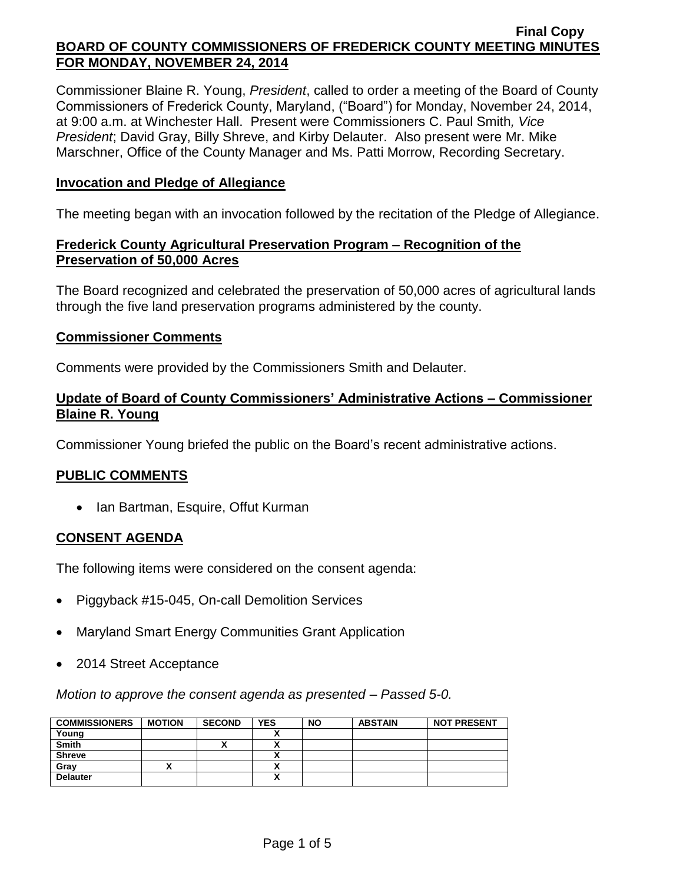Final Copy

**BOARD OF COUNTY COMMISSIONERS OF FREDERICK COUNTY MEETING MINUTES FOR MONDAY, NOVEMBER 24, 2014**

Commissioner Blaine R. Young, *President*, called to order a meeting of the Board of County Commissioners of Frederick County, Maryland, ("Board") for Monday, November 24, 2014, at 9:00 a.m. at Winchester Hall. Present were Commissioners C. Paul Smith*, Vice President*; David Gray, Billy Shreve, and Kirby Delauter. Also present were Mr. Mike Marschner, Office of the County Manager and Ms. Patti Morrow, Recording Secretary.

## Invocation and Pledge of Allegiance

The meeting began with an invocation followed by the recitation of the Pledge of Allegiance.

## Frederick County Agricultural Preservation Program – Recognition of the Preservation of 50,000 Acres

The Board recognized and celebrated the preservation of 50,000 acres of agricultural lands through the five land preservation programs administered by the county.

## Commissioner Comments

Comments were provided by the Commissioners Smith and Delauter.

## Update of Board of County Commissioners' Administrative Actions – Commissioner Blaine R. Young

Commissioner Young briefed the public on the Board's recent administrative actions.

## PUBLIC COMMENTS

- Ian Bartman, Esquire, Offut Kurman

## CONSENT AGENDA

The following items were considered on the consent agenda:

- Piggyback #15-045, On-call Demolition Services
- Maryland Smart Energy Communities Grant Application
- 2014 Street Acceptance

*Motion to approve the consent agenda as presented – Passed 5-0.*

| COMMISSIONERS | MOTION | SECOND | YES | NO | ABSTAIN | NOT PRESENT |
|---|---|---|---|---|---|---|
| Young | | | X | | | |
| Smith | | X | X | | | |
| Shreve | | | X | | | |
| Gray | X | | X | | | |
| Delauter | | | X | | | |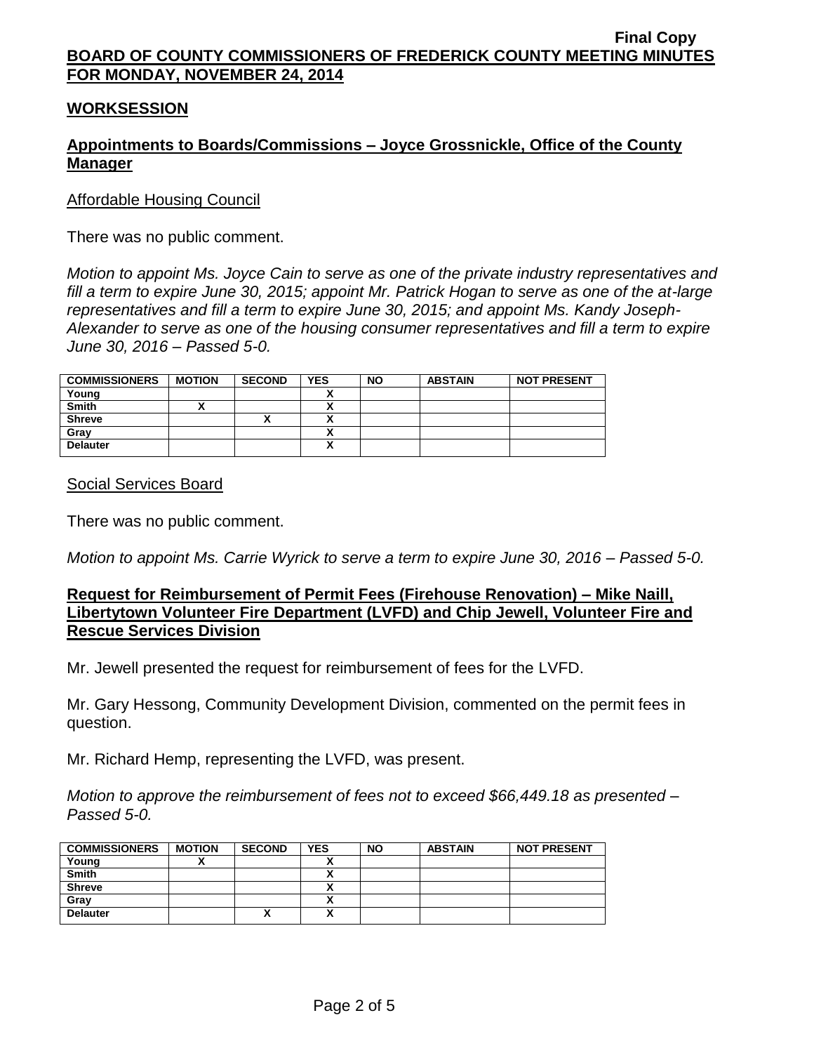## WORKSESSION

### Appointments to Boards/Commissions – Joyce Grossnickle, Office of the County Manager

Affordable Housing Council

There was no public comment.

*Motion to appoint Ms. Joyce Cain to serve as one of the private industry representatives and fill a term to expire June 30, 2015; appoint Mr. Patrick Hogan to serve as one of the at-large representatives and fill a term to expire June 30, 2015; and appoint Ms. Kandy Joseph-Alexander to serve as one of the housing consumer representatives and fill a term to expire June 30, 2016 – Passed 5-0.*

| COMMISSIONERS | MOTION | SECOND | YES | NO | ABSTAIN | NOT PRESENT |
|---|---|---|---|---|---|---|
| Young | | | X | | | |
| Smith | X | | X | | | |
| Shreve | | X | X | | | |
| Gray | | | X | | | |
| Delauter | | | X | | | |

Social Services Board

There was no public comment.

*Motion to appoint Ms. Carrie Wyrick to serve a term to expire June 30, 2016 – Passed 5-0.*

### Request for Reimbursement of Permit Fees (Firehouse Renovation) – Mike Naill, Libertytown Volunteer Fire Department (LVFD) and Chip Jewell, Volunteer Fire and Rescue Services Division

Mr. Jewell presented the request for reimbursement of fees for the LVFD.

Mr. Gary Hessong, Community Development Division, commented on the permit fees in question.

Mr. Richard Hemp, representing the LVFD, was present.

*Motion to approve the reimbursement of fees not to exceed $66,449.18 as presented – Passed 5-0.*

| COMMISSIONERS | MOTION | SECOND | YES | NO | ABSTAIN | NOT PRESENT |
|---|---|---|---|---|---|---|
| Young | X | | X | | | |
| Smith | | | X | | | |
| Shreve | | | X | | | |
| Gray | | | X | | | |
| Delauter | | X | X | | | |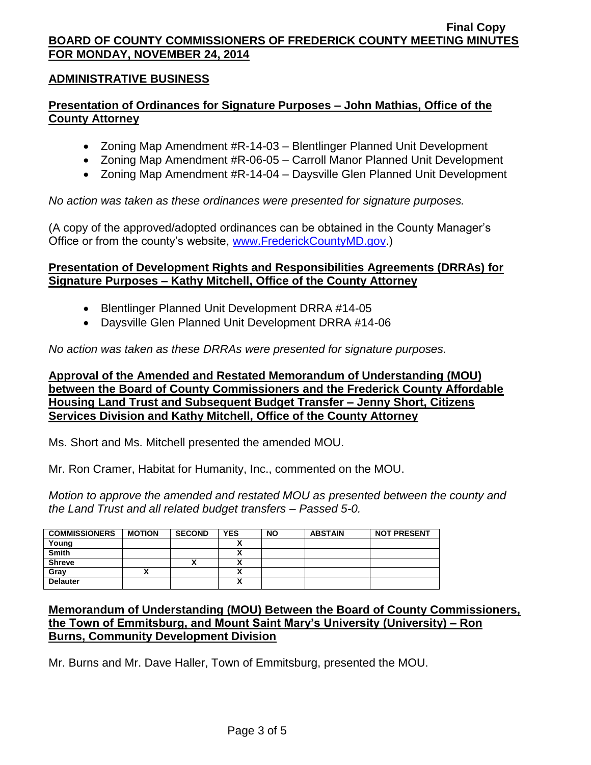## ADMINISTRATIVE BUSINESS

### Presentation of Ordinances for Signature Purposes – John Mathias, Office of the County Attorney

- Zoning Map Amendment #R-14-03 – Blentlinger Planned Unit Development
- Zoning Map Amendment #R-06-05 – Carroll Manor Planned Unit Development
- Zoning Map Amendment #R-14-04 – Daysville Glen Planned Unit Development

*No action was taken as these ordinances were presented for signature purposes.*

(A copy of the approved/adopted ordinances can be obtained in the County Manager's Office or from the county's website, www.FrederickCountyMD.gov.)

### Presentation of Development Rights and Responsibilities Agreements (DRRAs) for Signature Purposes – Kathy Mitchell, Office of the County Attorney

- Blentlinger Planned Unit Development DRRA #14-05
- Daysville Glen Planned Unit Development DRRA #14-06

*No action was taken as these DRRAs were presented for signature purposes.*

### Approval of the Amended and Restated Memorandum of Understanding (MOU) between the Board of County Commissioners and the Frederick County Affordable Housing Land Trust and Subsequent Budget Transfer – Jenny Short, Citizens Services Division and Kathy Mitchell, Office of the County Attorney

Ms. Short and Ms. Mitchell presented the amended MOU.

Mr. Ron Cramer, Habitat for Humanity, Inc., commented on the MOU.

*Motion to approve the amended and restated MOU as presented between the county and the Land Trust and all related budget transfers – Passed 5-0.*

| COMMISSIONERS | MOTION | SECOND | YES | NO | ABSTAIN | NOT PRESENT |
|---|---|---|---|---|---|---|
| Young | | | X | | | |
| Smith | | | X | | | |
| Shreve | | X | X | | | |
| Gray | X | | X | | | |
| Delauter | | | X | | | |

### Memorandum of Understanding (MOU) Between the Board of County Commissioners, the Town of Emmitsburg, and Mount Saint Mary's University (University) – Ron Burns, Community Development Division

Mr. Burns and Mr. Dave Haller, Town of Emmitsburg, presented the MOU.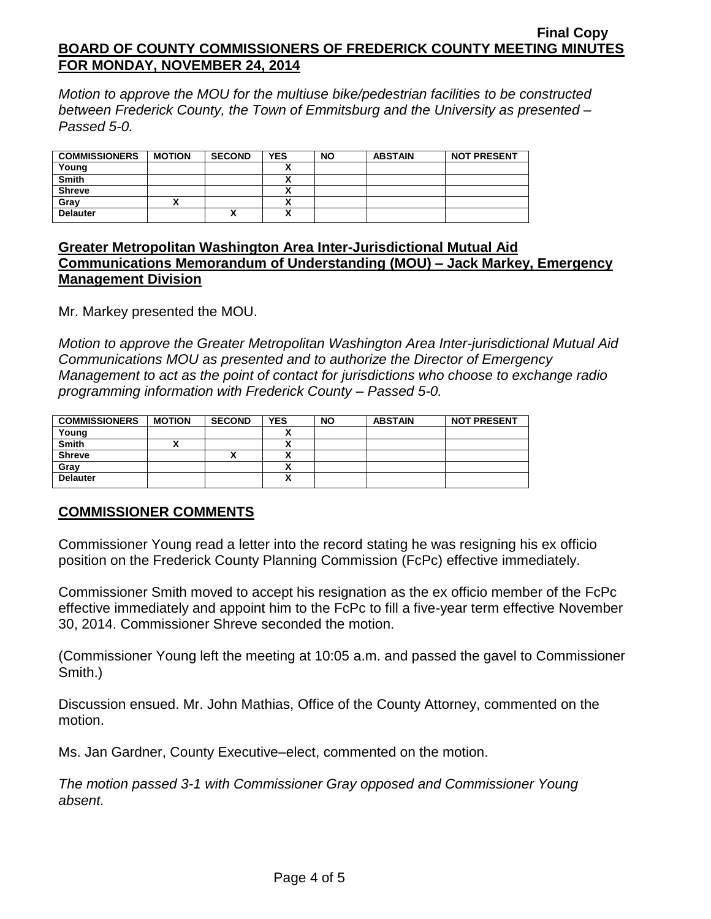*Motion to approve the MOU for the multiuse bike/pedestrian facilities to be constructed between Frederick County, the Town of Emmitsburg and the University as presented – Passed 5-0.*

| COMMISSIONERS | MOTION | SECOND | YES | NO | ABSTAIN | NOT PRESENT |
|---|---|---|---|---|---|---|
| Young | | | X | | | |
| Smith | | | X | | | |
| Shreve | | | X | | | |
| Gray | X | | X | | | |
| Delauter | | X | X | | | |

## Greater Metropolitan Washington Area Inter-Jurisdictional Mutual Aid Communications Memorandum of Understanding (MOU) – Jack Markey, Emergency Management Division

Mr. Markey presented the MOU.

*Motion to approve the Greater Metropolitan Washington Area Inter-jurisdictional Mutual Aid Communications MOU as presented and to authorize the Director of Emergency Management to act as the point of contact for jurisdictions who choose to exchange radio programming information with Frederick County – Passed 5-0.*

| COMMISSIONERS | MOTION | SECOND | YES | NO | ABSTAIN | NOT PRESENT |
|---|---|---|---|---|---|---|
| Young | | | X | | | |
| Smith | X | | X | | | |
| Shreve | | X | X | | | |
| Gray | | | X | | | |
| Delauter | | | X | | | |

## COMMISSIONER COMMENTS

Commissioner Young read a letter into the record stating he was resigning his ex officio position on the Frederick County Planning Commission (FcPc) effective immediately.

Commissioner Smith moved to accept his resignation as the ex officio member of the FcPc effective immediately and appoint him to the FcPc to fill a five-year term effective November 30, 2014. Commissioner Shreve seconded the motion.

(Commissioner Young left the meeting at 10:05 a.m. and passed the gavel to Commissioner Smith.)

Discussion ensued. Mr. John Mathias, Office of the County Attorney, commented on the motion.

Ms. Jan Gardner, County Executive–elect, commented on the motion.

*The motion passed 3-1 with Commissioner Gray opposed and Commissioner Young absent.*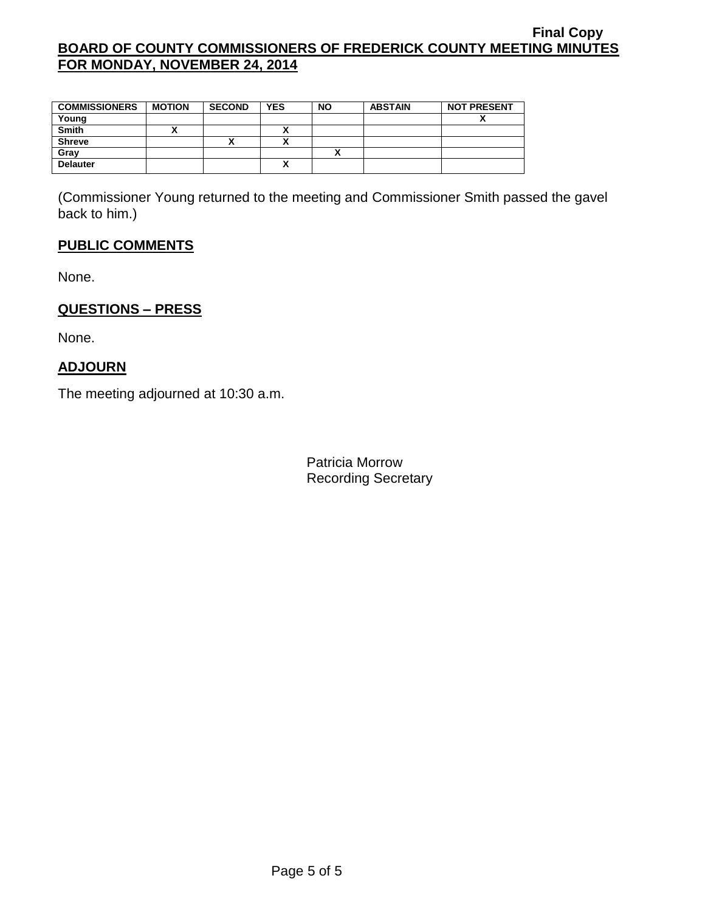| COMMISSIONERS | MOTION | SECOND | YES | NO | ABSTAIN | NOT PRESENT |
|---|---|---|---|---|---|---|
| Young | | | | | | X |
| Smith | X | | X | | | |
| Shreve | | X | X | | | |
| Gray | | | | X | | |
| Delauter | | | X | | | |

(Commissioner Young returned to the meeting and Commissioner Smith passed the gavel back to him.)

## PUBLIC COMMENTS

None.

## QUESTIONS – PRESS

None.

## ADJOURN

The meeting adjourned at 10:30 a.m.

Patricia Morrow
Recording Secretary